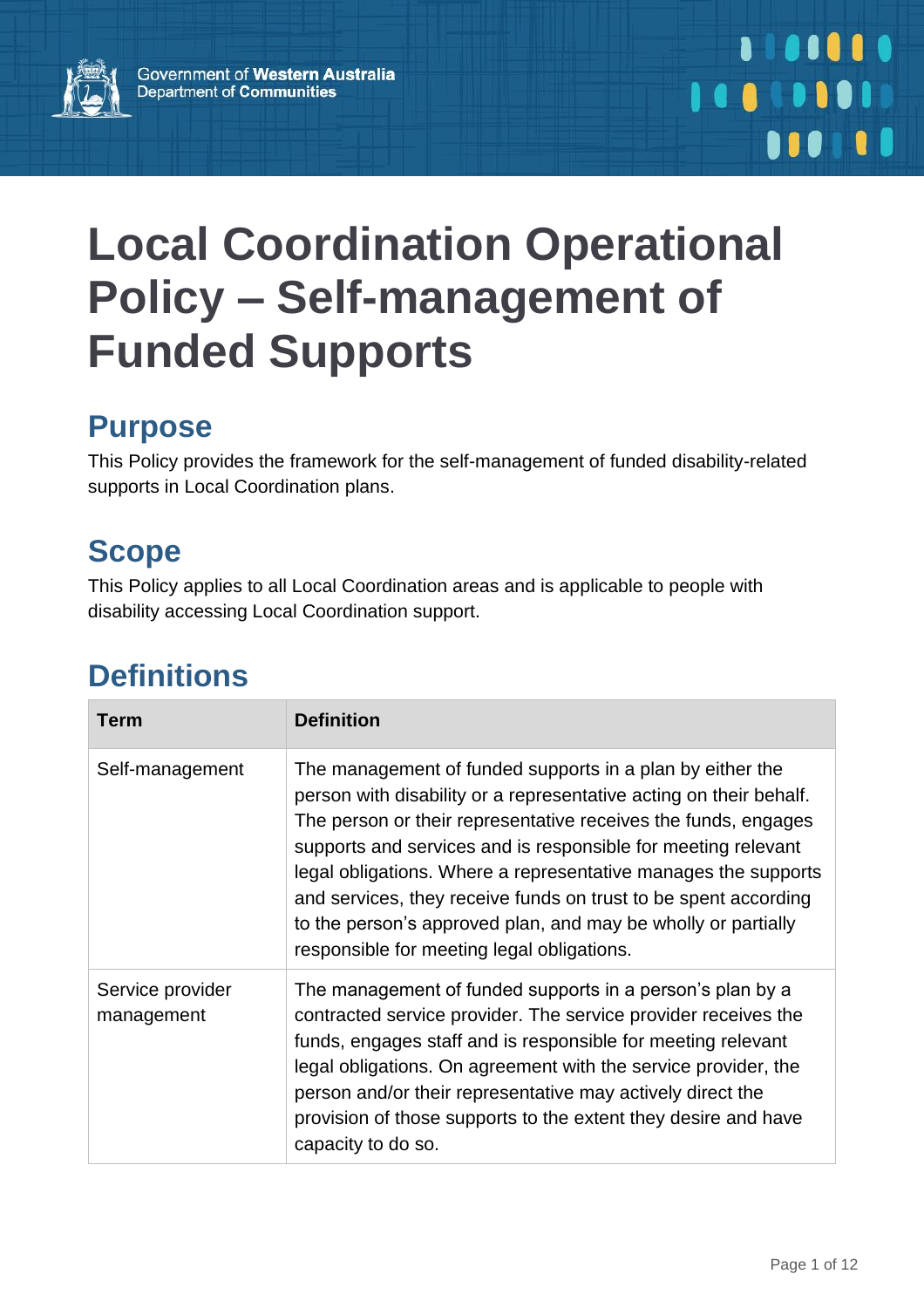Government of Western Australia
Department of Communities

# Local Coordination Operational Policy – Self-management of Funded Supports

## Purpose

This Policy provides the framework for the self-management of funded disability-related supports in Local Coordination plans.

## Scope

This Policy applies to all Local Coordination areas and is applicable to people with disability accessing Local Coordination support.

## Definitions

| Term | Definition |
| --- | --- |
| Self-management | The management of funded supports in a plan by either the person with disability or a representative acting on their behalf. The person or their representative receives the funds, engages supports and services and is responsible for meeting relevant legal obligations. Where a representative manages the supports and services, they receive funds on trust to be spent according to the person's approved plan, and may be wholly or partially responsible for meeting legal obligations. |
| Service provider management | The management of funded supports in a person's plan by a contracted service provider. The service provider receives the funds, engages staff and is responsible for meeting relevant legal obligations. On agreement with the service provider, the person and/or their representative may actively direct the provision of those supports to the extent they desire and have capacity to do so. |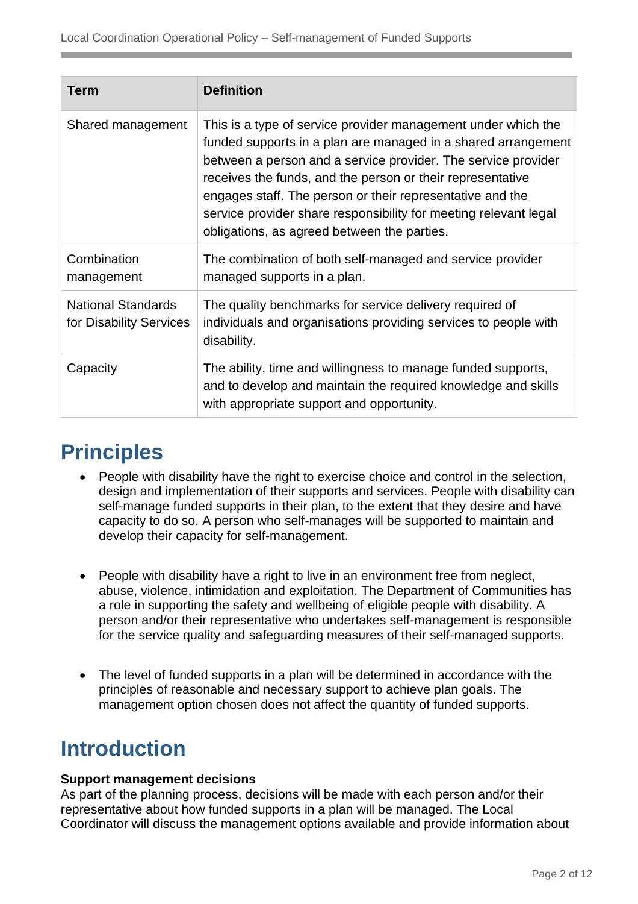| Term | Definition |
| --- | --- |
| Shared management | This is a type of service provider management under which the funded supports in a plan are managed in a shared arrangement between a person and a service provider. The service provider receives the funds, and the person or their representative engages staff. The person or their representative and the service provider share responsibility for meeting relevant legal obligations, as agreed between the parties. |
| Combination management | The combination of both self-managed and service provider managed supports in a plan. |
| National Standards for Disability Services | The quality benchmarks for service delivery required of individuals and organisations providing services to people with disability. |
| Capacity | The ability, time and willingness to manage funded supports, and to develop and maintain the required knowledge and skills with appropriate support and opportunity. |

# Principles

- People with disability have the right to exercise choice and control in the selection, design and implementation of their supports and services. People with disability can self-manage funded supports in their plan, to the extent that they desire and have capacity to do so. A person who self-manages will be supported to maintain and develop their capacity for self-management.

- People with disability have a right to live in an environment free from neglect, abuse, violence, intimidation and exploitation. The Department of Communities has a role in supporting the safety and wellbeing of eligible people with disability. A person and/or their representative who undertakes self-management is responsible for the service quality and safeguarding measures of their self-managed supports.

- The level of funded supports in a plan will be determined in accordance with the principles of reasonable and necessary support to achieve plan goals. The management option chosen does not affect the quantity of funded supports.

# Introduction

**Support management decisions**

As part of the planning process, decisions will be made with each person and/or their representative about how funded supports in a plan will be managed. The Local Coordinator will discuss the management options available and provide information about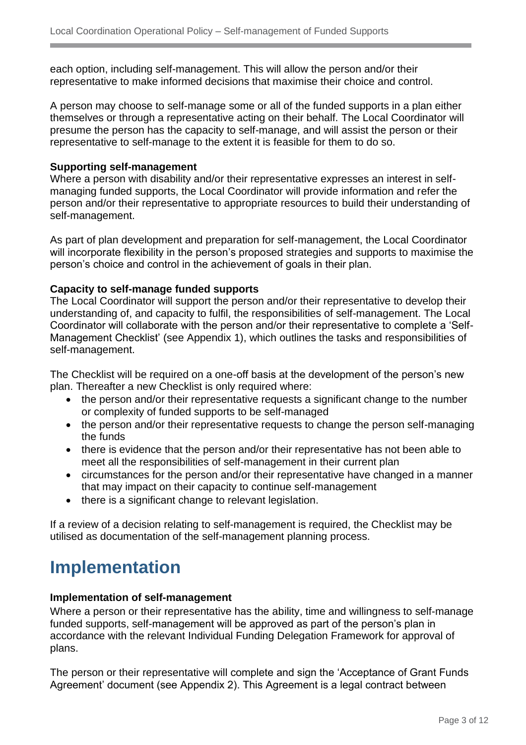each option, including self-management. This will allow the person and/or their representative to make informed decisions that maximise their choice and control.

A person may choose to self-manage some or all of the funded supports in a plan either themselves or through a representative acting on their behalf. The Local Coordinator will presume the person has the capacity to self-manage, and will assist the person or their representative to self-manage to the extent it is feasible for them to do so.

**Supporting self-management**

Where a person with disability and/or their representative expresses an interest in self-managing funded supports, the Local Coordinator will provide information and refer the person and/or their representative to appropriate resources to build their understanding of self-management.

As part of plan development and preparation for self-management, the Local Coordinator will incorporate flexibility in the person's proposed strategies and supports to maximise the person's choice and control in the achievement of goals in their plan.

**Capacity to self-manage funded supports**

The Local Coordinator will support the person and/or their representative to develop their understanding of, and capacity to fulfil, the responsibilities of self-management. The Local Coordinator will collaborate with the person and/or their representative to complete a 'Self-Management Checklist' (see Appendix 1), which outlines the tasks and responsibilities of self-management.

The Checklist will be required on a one-off basis at the development of the person's new plan. Thereafter a new Checklist is only required where:

- the person and/or their representative requests a significant change to the number or complexity of funded supports to be self-managed
- the person and/or their representative requests to change the person self-managing the funds
- there is evidence that the person and/or their representative has not been able to meet all the responsibilities of self-management in their current plan
- circumstances for the person and/or their representative have changed in a manner that may impact on their capacity to continue self-management
- there is a significant change to relevant legislation.

If a review of a decision relating to self-management is required, the Checklist may be utilised as documentation of the self-management planning process.

# Implementation

**Implementation of self-management**

Where a person or their representative has the ability, time and willingness to self-manage funded supports, self-management will be approved as part of the person's plan in accordance with the relevant Individual Funding Delegation Framework for approval of plans.

The person or their representative will complete and sign the 'Acceptance of Grant Funds Agreement' document (see Appendix 2). This Agreement is a legal contract between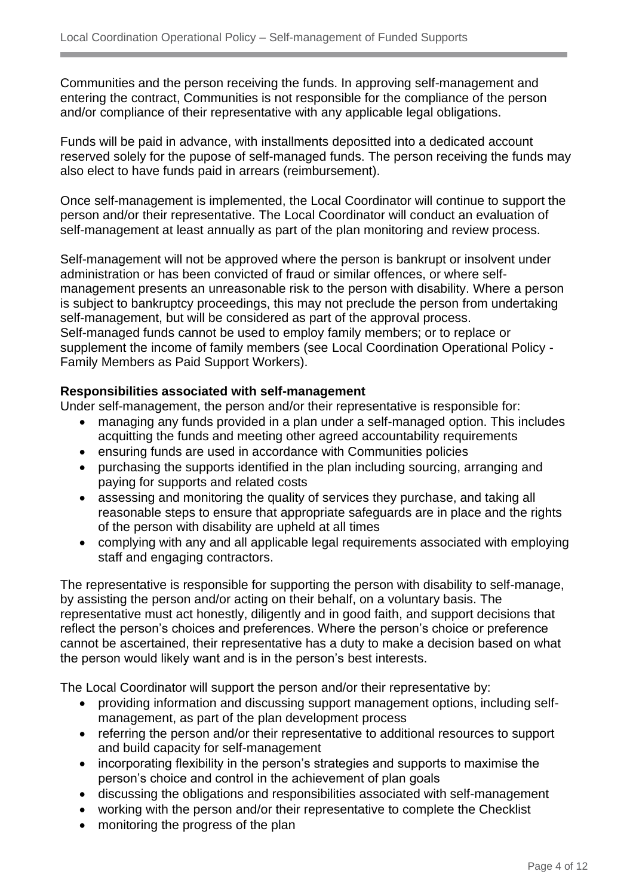Communities and the person receiving the funds. In approving self-management and entering the contract, Communities is not responsible for the compliance of the person and/or compliance of their representative with any applicable legal obligations.

Funds will be paid in advance, with installments depositted into a dedicated account reserved solely for the pupose of self-managed funds. The person receiving the funds may also elect to have funds paid in arrears (reimbursement).

Once self-management is implemented, the Local Coordinator will continue to support the person and/or their representative. The Local Coordinator will conduct an evaluation of self-management at least annually as part of the plan monitoring and review process.

Self-management will not be approved where the person is bankrupt or insolvent under administration or has been convicted of fraud or similar offences, or where self-management presents an unreasonable risk to the person with disability. Where a person is subject to bankruptcy proceedings, this may not preclude the person from undertaking self-management, but will be considered as part of the approval process.
Self-managed funds cannot be used to employ family members; or to replace or supplement the income of family members (see Local Coordination Operational Policy - Family Members as Paid Support Workers).

**Responsibilities associated with self-management**

Under self-management, the person and/or their representative is responsible for:

- managing any funds provided in a plan under a self-managed option. This includes acquitting the funds and meeting other agreed accountability requirements
- ensuring funds are used in accordance with Communities policies
- purchasing the supports identified in the plan including sourcing, arranging and paying for supports and related costs
- assessing and monitoring the quality of services they purchase, and taking all reasonable steps to ensure that appropriate safeguards are in place and the rights of the person with disability are upheld at all times
- complying with any and all applicable legal requirements associated with employing staff and engaging contractors.

The representative is responsible for supporting the person with disability to self-manage, by assisting the person and/or acting on their behalf, on a voluntary basis. The representative must act honestly, diligently and in good faith, and support decisions that reflect the person's choices and preferences. Where the person's choice or preference cannot be ascertained, their representative has a duty to make a decision based on what the person would likely want and is in the person's best interests.

The Local Coordinator will support the person and/or their representative by:

- providing information and discussing support management options, including self-management, as part of the plan development process
- referring the person and/or their representative to additional resources to support and build capacity for self-management
- incorporating flexibility in the person's strategies and supports to maximise the person's choice and control in the achievement of plan goals
- discussing the obligations and responsibilities associated with self-management
- working with the person and/or their representative to complete the Checklist
- monitoring the progress of the plan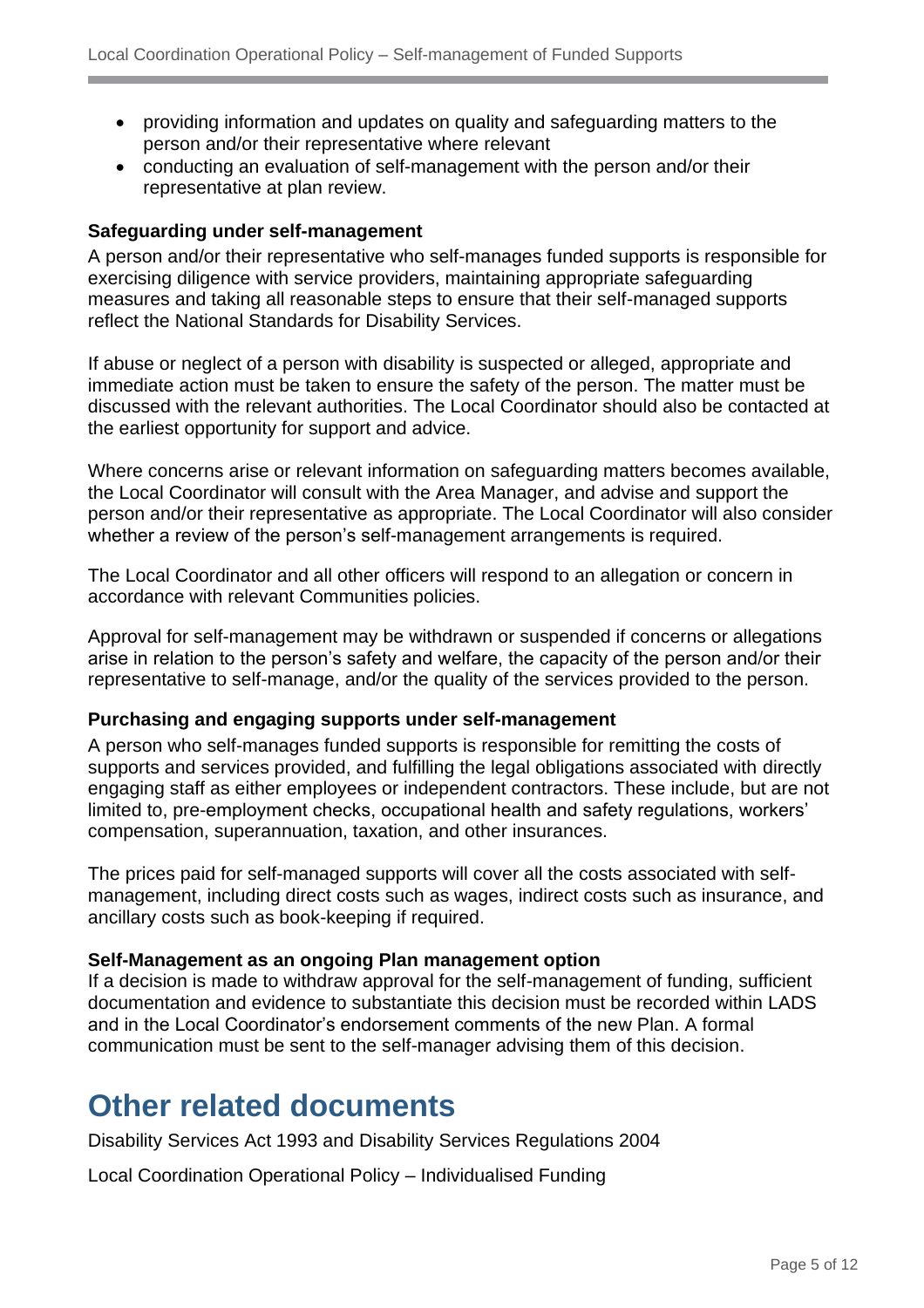- providing information and updates on quality and safeguarding matters to the person and/or their representative where relevant
- conducting an evaluation of self-management with the person and/or their representative at plan review.

**Safeguarding under self-management**

A person and/or their representative who self-manages funded supports is responsible for exercising diligence with service providers, maintaining appropriate safeguarding measures and taking all reasonable steps to ensure that their self-managed supports reflect the National Standards for Disability Services.

If abuse or neglect of a person with disability is suspected or alleged, appropriate and immediate action must be taken to ensure the safety of the person. The matter must be discussed with the relevant authorities. The Local Coordinator should also be contacted at the earliest opportunity for support and advice.

Where concerns arise or relevant information on safeguarding matters becomes available, the Local Coordinator will consult with the Area Manager, and advise and support the person and/or their representative as appropriate. The Local Coordinator will also consider whether a review of the person's self-management arrangements is required.

The Local Coordinator and all other officers will respond to an allegation or concern in accordance with relevant Communities policies.

Approval for self-management may be withdrawn or suspended if concerns or allegations arise in relation to the person's safety and welfare, the capacity of the person and/or their representative to self-manage, and/or the quality of the services provided to the person.

**Purchasing and engaging supports under self-management**

A person who self-manages funded supports is responsible for remitting the costs of supports and services provided, and fulfilling the legal obligations associated with directly engaging staff as either employees or independent contractors. These include, but are not limited to, pre-employment checks, occupational health and safety regulations, workers' compensation, superannuation, taxation, and other insurances.

The prices paid for self-managed supports will cover all the costs associated with self-management, including direct costs such as wages, indirect costs such as insurance, and ancillary costs such as book-keeping if required.

**Self-Management as an ongoing Plan management option**

If a decision is made to withdraw approval for the self-management of funding, sufficient documentation and evidence to substantiate this decision must be recorded within LADS and in the Local Coordinator's endorsement comments of the new Plan. A formal communication must be sent to the self-manager advising them of this decision.

# Other related documents

Disability Services Act 1993 and Disability Services Regulations 2004

Local Coordination Operational Policy – Individualised Funding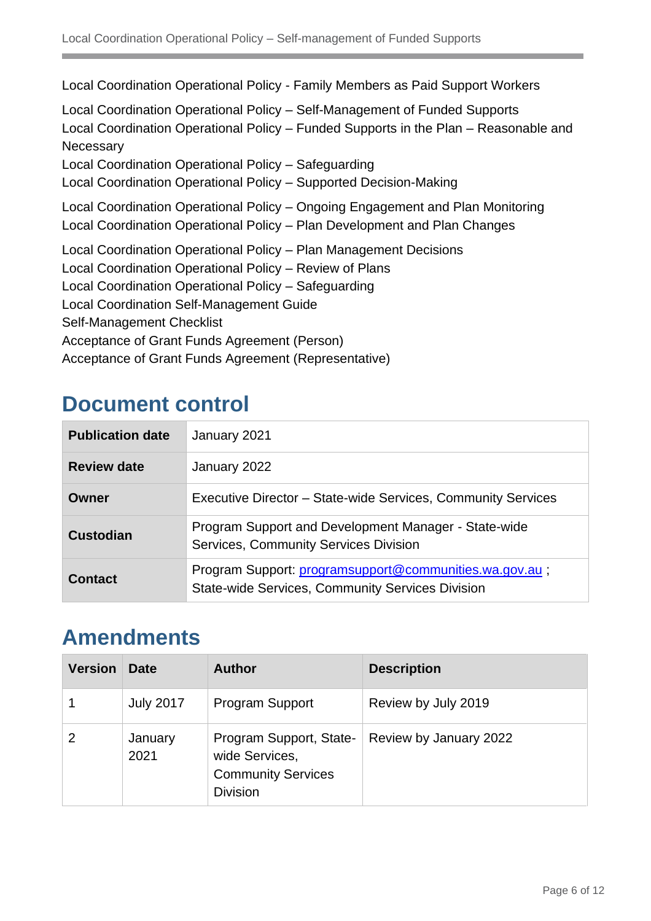Local Coordination Operational Policy - Family Members as Paid Support Workers

Local Coordination Operational Policy – Self-Management of Funded Supports
Local Coordination Operational Policy – Funded Supports in the Plan – Reasonable and Necessary
Local Coordination Operational Policy – Safeguarding
Local Coordination Operational Policy – Supported Decision-Making

Local Coordination Operational Policy – Ongoing Engagement and Plan Monitoring
Local Coordination Operational Policy – Plan Development and Plan Changes

Local Coordination Operational Policy – Plan Management Decisions
Local Coordination Operational Policy – Review of Plans
Local Coordination Operational Policy – Safeguarding
Local Coordination Self-Management Guide
Self-Management Checklist
Acceptance of Grant Funds Agreement (Person)
Acceptance of Grant Funds Agreement (Representative)

## Document control

| | |
|---|---|
| **Publication date** | January 2021 |
| **Review date** | January 2022 |
| **Owner** | Executive Director – State-wide Services, Community Services |
| **Custodian** | Program Support and Development Manager - State-wide Services, Community Services Division |
| **Contact** | Program Support: programsupport@communities.wa.gov.au ; State-wide Services, Community Services Division |

## Amendments

| Version | Date | Author | Description |
|---|---|---|---|
| 1 | July 2017 | Program Support | Review by July 2019 |
| 2 | January 2021 | Program Support, State-wide Services, Community Services Division | Review by January 2022 |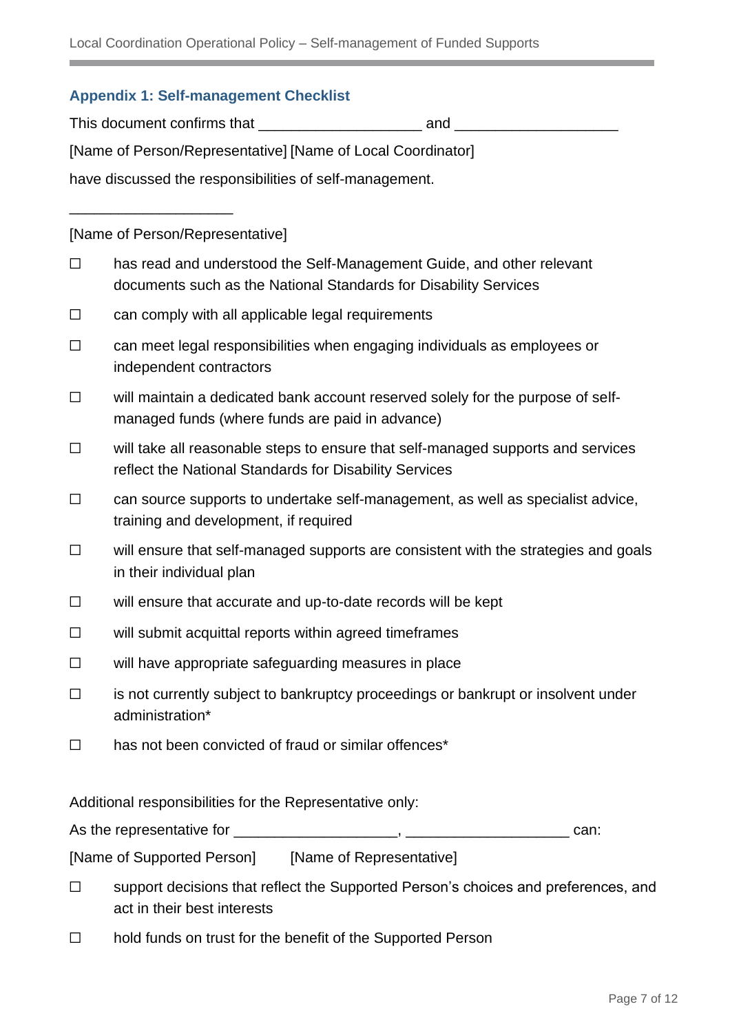## Appendix 1: Self-management Checklist

This document confirms that ____________________ and ____________________

[Name of Person/Representative] [Name of Local Coordinator]

have discussed the responsibilities of self-management.

____________________

[Name of Person/Representative]

- ☐ has read and understood the Self-Management Guide, and other relevant documents such as the National Standards for Disability Services
- ☐ can comply with all applicable legal requirements
- ☐ can meet legal responsibilities when engaging individuals as employees or independent contractors
- ☐ will maintain a dedicated bank account reserved solely for the purpose of self-managed funds (where funds are paid in advance)
- ☐ will take all reasonable steps to ensure that self-managed supports and services reflect the National Standards for Disability Services
- ☐ can source supports to undertake self-management, as well as specialist advice, training and development, if required
- ☐ will ensure that self-managed supports are consistent with the strategies and goals in their individual plan
- ☐ will ensure that accurate and up-to-date records will be kept
- ☐ will submit acquittal reports within agreed timeframes
- ☐ will have appropriate safeguarding measures in place
- ☐ is not currently subject to bankruptcy proceedings or bankrupt or insolvent under administration*
- ☐ has not been convicted of fraud or similar offences*

Additional responsibilities for the Representative only:

As the representative for ____________________, ____________________ can:

[Name of Supported Person] [Name of Representative]

- ☐ support decisions that reflect the Supported Person's choices and preferences, and act in their best interests
- ☐ hold funds on trust for the benefit of the Supported Person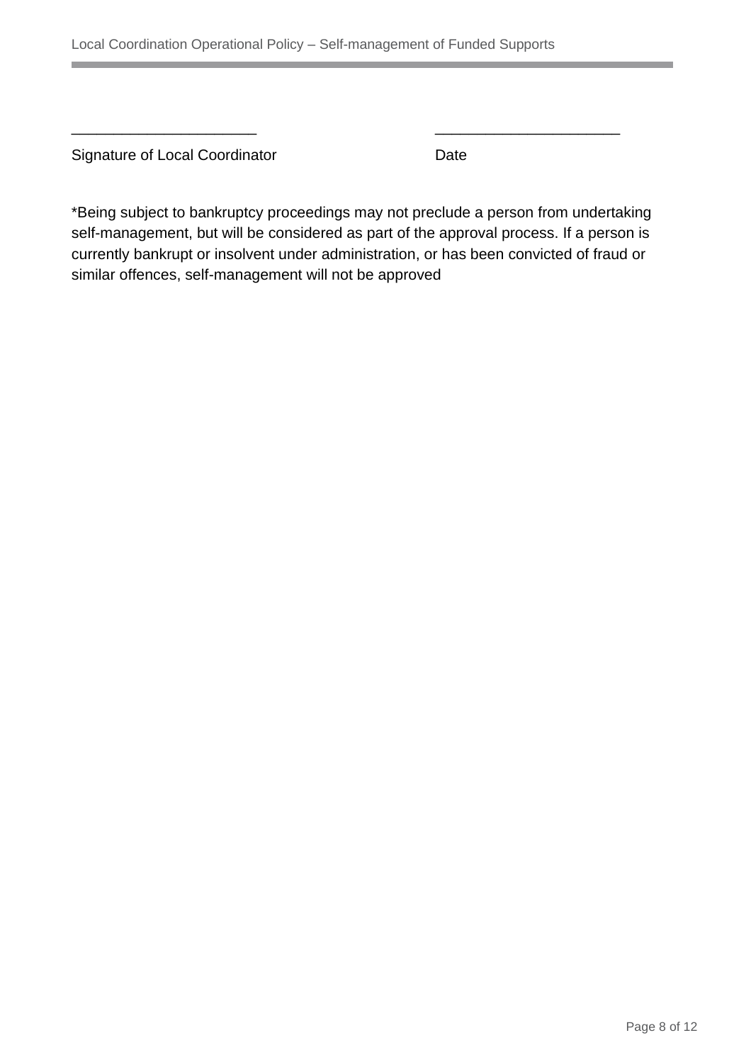______________________ ______________________

Signature of Local Coordinator Date

*Being subject to bankruptcy proceedings may not preclude a person from undertaking self-management, but will be considered as part of the approval process. If a person is currently bankrupt or insolvent under administration, or has been convicted of fraud or similar offences, self-management will not be approved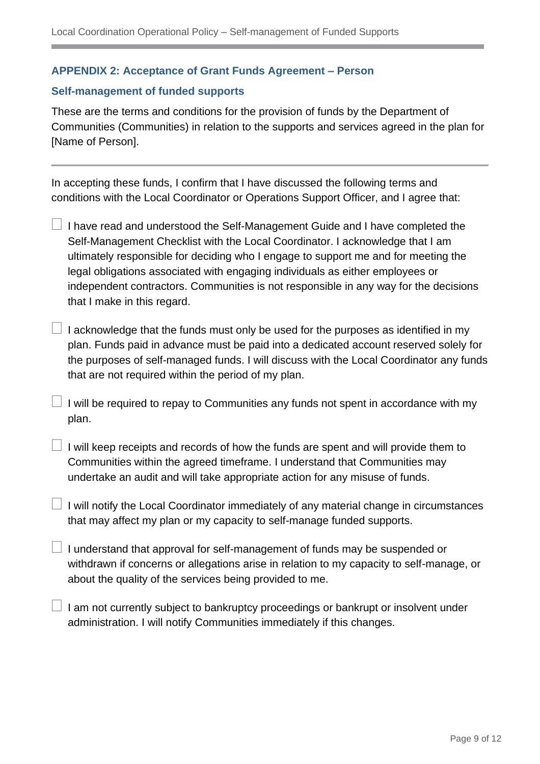## APPENDIX 2: Acceptance of Grant Funds Agreement – Person

### Self-management of funded supports

These are the terms and conditions for the provision of funds by the Department of Communities (Communities) in relation to the supports and services agreed in the plan for [Name of Person].

---

In accepting these funds, I confirm that I have discussed the following terms and conditions with the Local Coordinator or Operations Support Officer, and I agree that:

- ☐ I have read and understood the Self-Management Guide and I have completed the Self-Management Checklist with the Local Coordinator. I acknowledge that I am ultimately responsible for deciding who I engage to support me and for meeting the legal obligations associated with engaging individuals as either employees or independent contractors. Communities is not responsible in any way for the decisions that I make in this regard.
- ☐ I acknowledge that the funds must only be used for the purposes as identified in my plan. Funds paid in advance must be paid into a dedicated account reserved solely for the purposes of self-managed funds. I will discuss with the Local Coordinator any funds that are not required within the period of my plan.
- ☐ I will be required to repay to Communities any funds not spent in accordance with my plan.
- ☐ I will keep receipts and records of how the funds are spent and will provide them to Communities within the agreed timeframe. I understand that Communities may undertake an audit and will take appropriate action for any misuse of funds.
- ☐ I will notify the Local Coordinator immediately of any material change in circumstances that may affect my plan or my capacity to self-manage funded supports.
- ☐ I understand that approval for self-management of funds may be suspended or withdrawn if concerns or allegations arise in relation to my capacity to self-manage, or about the quality of the services being provided to me.
- ☐ I am not currently subject to bankruptcy proceedings or bankrupt or insolvent under administration. I will notify Communities immediately if this changes.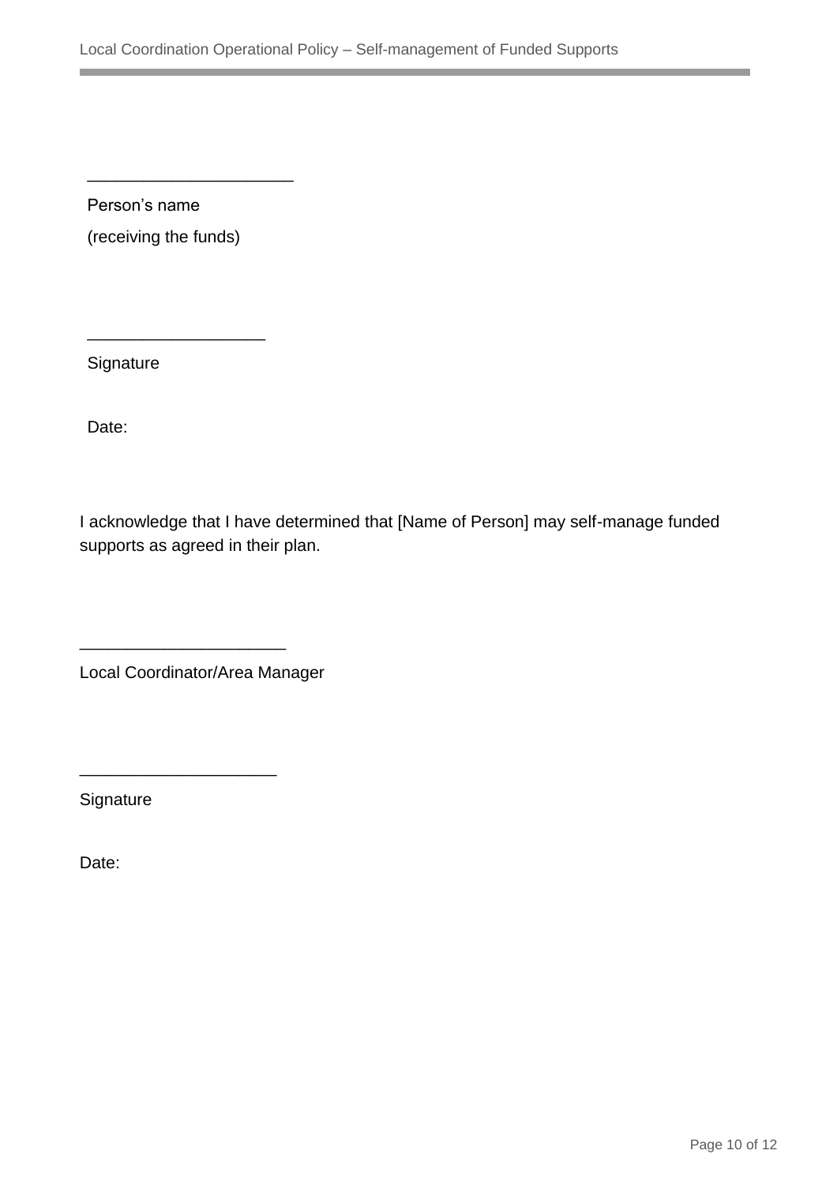______________________

Person's name

(receiving the funds)

___________________

Signature

Date:

I acknowledge that I have determined that [Name of Person] may self-manage funded supports as agreed in their plan.

______________________

Local Coordinator/Area Manager

_____________________

Signature

Date: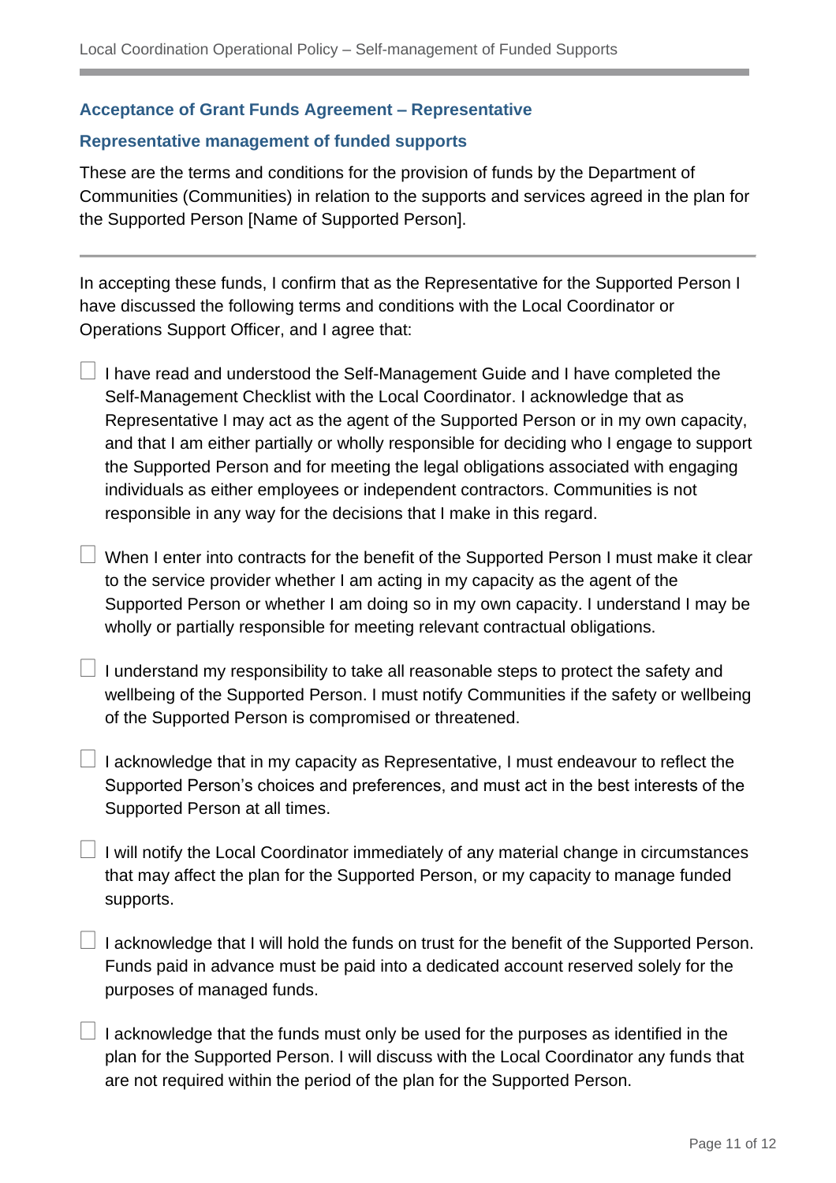### Acceptance of Grant Funds Agreement – Representative

### Representative management of funded supports

These are the terms and conditions for the provision of funds by the Department of Communities (Communities) in relation to the supports and services agreed in the plan for the Supported Person [Name of Supported Person].

---

In accepting these funds, I confirm that as the Representative for the Supported Person I have discussed the following terms and conditions with the Local Coordinator or Operations Support Officer, and I agree that:

- ☐ I have read and understood the Self-Management Guide and I have completed the Self-Management Checklist with the Local Coordinator. I acknowledge that as Representative I may act as the agent of the Supported Person or in my own capacity, and that I am either partially or wholly responsible for deciding who I engage to support the Supported Person and for meeting the legal obligations associated with engaging individuals as either employees or independent contractors. Communities is not responsible in any way for the decisions that I make in this regard.
- ☐ When I enter into contracts for the benefit of the Supported Person I must make it clear to the service provider whether I am acting in my capacity as the agent of the Supported Person or whether I am doing so in my own capacity. I understand I may be wholly or partially responsible for meeting relevant contractual obligations.
- ☐ I understand my responsibility to take all reasonable steps to protect the safety and wellbeing of the Supported Person. I must notify Communities if the safety or wellbeing of the Supported Person is compromised or threatened.
- ☐ I acknowledge that in my capacity as Representative, I must endeavour to reflect the Supported Person's choices and preferences, and must act in the best interests of the Supported Person at all times.
- ☐ I will notify the Local Coordinator immediately of any material change in circumstances that may affect the plan for the Supported Person, or my capacity to manage funded supports.
- ☐ I acknowledge that I will hold the funds on trust for the benefit of the Supported Person. Funds paid in advance must be paid into a dedicated account reserved solely for the purposes of managed funds.
- ☐ I acknowledge that the funds must only be used for the purposes as identified in the plan for the Supported Person. I will discuss with the Local Coordinator any funds that are not required within the period of the plan for the Supported Person.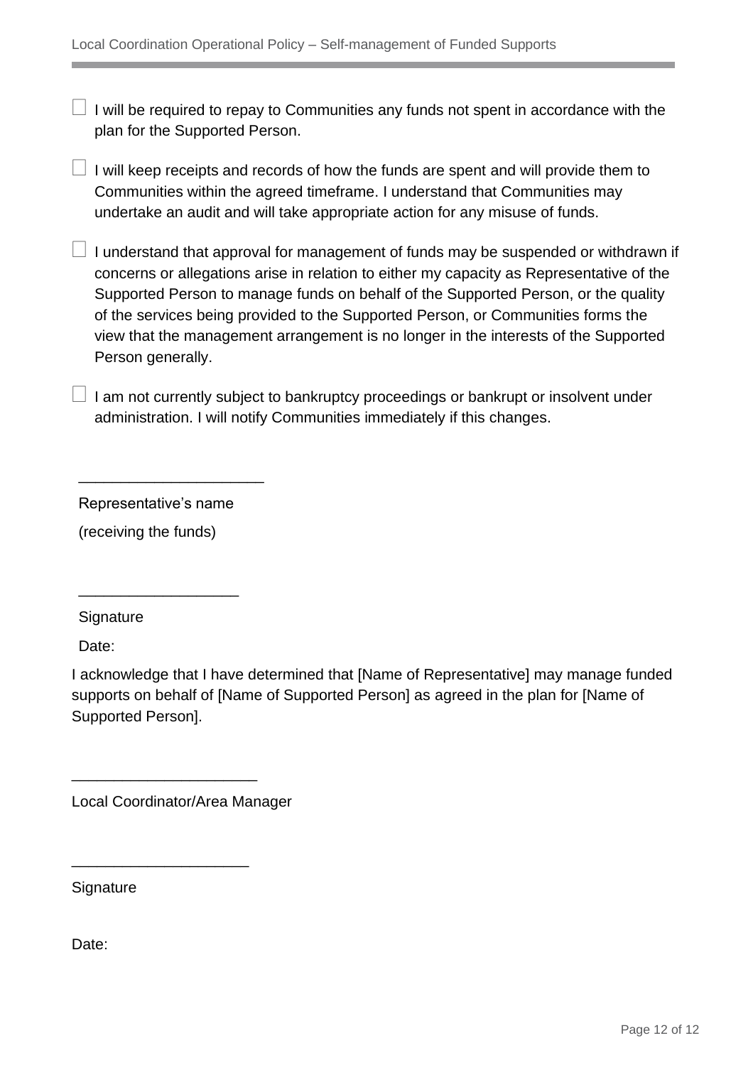- [ ] I will be required to repay to Communities any funds not spent in accordance with the plan for the Supported Person.
- [ ] I will keep receipts and records of how the funds are spent and will provide them to Communities within the agreed timeframe. I understand that Communities may undertake an audit and will take appropriate action for any misuse of funds.
- [ ] I understand that approval for management of funds may be suspended or withdrawn if concerns or allegations arise in relation to either my capacity as Representative of the Supported Person to manage funds on behalf of the Supported Person, or the quality of the services being provided to the Supported Person, or Communities forms the view that the management arrangement is no longer in the interests of the Supported Person generally.
- [ ] I am not currently subject to bankruptcy proceedings or bankrupt or insolvent under administration. I will notify Communities immediately if this changes.

______________________

Representative's name

(receiving the funds)

___________________

Signature

Date:

I acknowledge that I have determined that [Name of Representative] may manage funded supports on behalf of [Name of Supported Person] as agreed in the plan for [Name of Supported Person].

______________________

Local Coordinator/Area Manager

_____________________

Signature

Date: